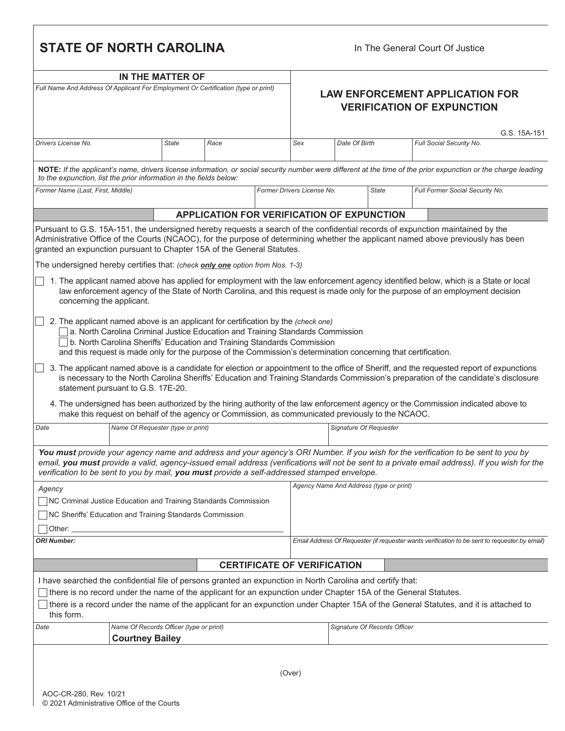# STATE OF NORTH CAROLINA

In The General Court Of Justice

**IN THE MATTER OF**

*Full Name And Address Of Applicant For Employment Or Certification (type or print)*

## LAW ENFORCEMENT APPLICATION FOR VERIFICATION OF EXPUNCTION

G.S. 15A-151

| *Drivers License No.* | *State* | *Race* | *Sex* | *Date Of Birth* | *Full Social Security No.* |
|---|---|---|---|---|---|
| | | | | | |

**NOTE:** *If the applicant's name, drivers license information, or social security number were different at the time of the prior expunction or the charge leading to the expunction, list the prior information in the fields below:*

| *Former Name (Last, First, Middle)* | *Former Drivers License No.* | *State* | *Full Former Social Security No.* |
|---|---|---|---|
| | | | |

## APPLICATION FOR VERIFICATION OF EXPUNCTION

Pursuant to G.S. 15A-151, the undersigned hereby requests a search of the confidential records of expunction maintained by the Administrative Office of the Courts (NCAOC), for the purpose of determining whether the applicant named above previously has been granted an expunction pursuant to Chapter 15A of the General Statutes.

The undersigned hereby certifies that: *(check **only one** option from Nos. 1-3)*

☐ 1. The applicant named above has applied for employment with the law enforcement agency identified below, which is a State or local law enforcement agency of the State of North Carolina, and this request is made only for the purpose of an employment decision concerning the applicant.

☐ 2. The applicant named above is an applicant for certification by the *(check one)*
   ☐ a. North Carolina Criminal Justice Education and Training Standards Commission
   ☐ b. North Carolina Sheriffs' Education and Training Standards Commission
   and this request is made only for the purpose of the Commission's determination concerning that certification.

☐ 3. The applicant named above is a candidate for election or appointment to the office of Sheriff, and the requested report of expunctions is necessary to the North Carolina Sheriffs' Education and Training Standards Commission's preparation of the candidate's disclosure statement pursuant to G.S. 17E-20.

4. The undersigned has been authorized by the hiring authority of the law enforcement agency or the Commission indicated above to make this request on behalf of the agency or Commission, as communicated previously to the NCAOC.

| *Date* | *Name Of Requester (type or print)* | *Signature Of Requester* |
|---|---|---|
| | | |

***You must** provide your agency name and address and your agency's ORI Number. If you wish for the verification to be sent to you by email, **you must** provide a valid, agency-issued email address (verifications will not be sent to a private email address). If you wish for the verification to be sent to you by mail, **you must** provide a self-addressed stamped envelope.*

*Agency*

☐ NC Criminal Justice Education and Training Standards Commission

☐ NC Sheriffs' Education and Training Standards Commission

☐ Other: ______________________________

*Agency Name And Address (type or print)*

***ORI Number:***

*Email Address Of Requester (if requester wants verification to be sent to requester by email)*

## CERTIFICATE OF VERIFICATION

I have searched the confidential file of persons granted an expunction in North Carolina and certify that:

☐ there is no record under the name of the applicant for an expunction under Chapter 15A of the General Statutes.

☐ there is a record under the name of the applicant for an expunction under Chapter 15A of the General Statutes, and it is attached to this form.

| *Date* | *Name Of Records Officer (type or print)* | *Signature Of Records Officer* |
|---|---|---|
| | **Courtney Bailey** | |

(Over)

AOC-CR-280, Rev. 10/21
© 2021 Administrative Office of the Courts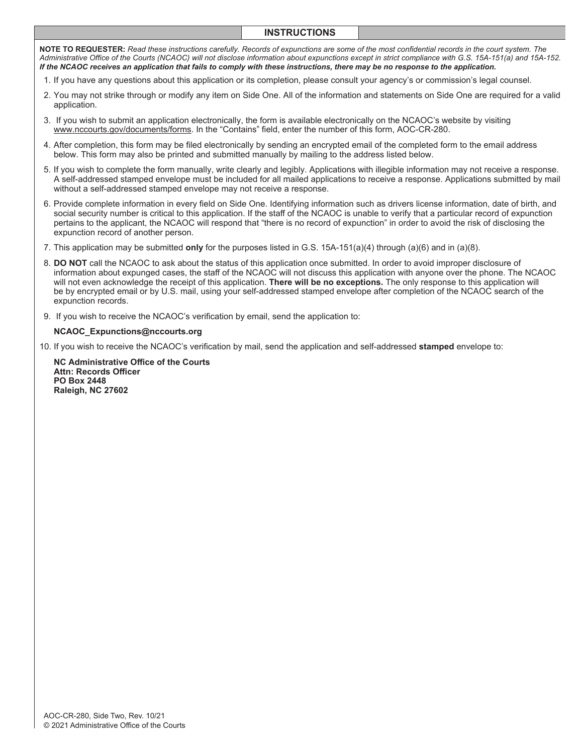## INSTRUCTIONS

**NOTE TO REQUESTER:** *Read these instructions carefully. Records of expunctions are some of the most confidential records in the court system. The Administrative Office of the Courts (NCAOC) will not disclose information about expunctions except in strict compliance with G.S. 15A-151(a) and 15A-152.* ***If the NCAOC receives an application that fails to comply with these instructions, there may be no response to the application.***

1. If you have any questions about this application or its completion, please consult your agency's or commission's legal counsel.
2. You may not strike through or modify any item on Side One. All of the information and statements on Side One are required for a valid application.
3. If you wish to submit an application electronically, the form is available electronically on the NCAOC's website by visiting www.nccourts.gov/documents/forms. In the "Contains" field, enter the number of this form, AOC-CR-280.
4. After completion, this form may be filed electronically by sending an encrypted email of the completed form to the email address below. This form may also be printed and submitted manually by mailing to the address listed below.
5. If you wish to complete the form manually, write clearly and legibly. Applications with illegible information may not receive a response. A self-addressed stamped envelope must be included for all mailed applications to receive a response. Applications submitted by mail without a self-addressed stamped envelope may not receive a response.
6. Provide complete information in every field on Side One. Identifying information such as drivers license information, date of birth, and social security number is critical to this application. If the staff of the NCAOC is unable to verify that a particular record of expunction pertains to the applicant, the NCAOC will respond that "there is no record of expunction" in order to avoid the risk of disclosing the expunction record of another person.
7. This application may be submitted **only** for the purposes listed in G.S. 15A-151(a)(4) through (a)(6) and in (a)(8).
8. **DO NOT** call the NCAOC to ask about the status of this application once submitted. In order to avoid improper disclosure of information about expunged cases, the staff of the NCAOC will not discuss this application with anyone over the phone. The NCAOC will not even acknowledge the receipt of this application. **There will be no exceptions.** The only response to this application will be by encrypted email or by U.S. mail, using your self-addressed stamped envelope after completion of the NCAOC search of the expunction records.
9. If you wish to receive the NCAOC's verification by email, send the application to:

   **NCAOC_Expunctions@nccourts.org**

10. If you wish to receive the NCAOC's verification by mail, send the application and self-addressed **stamped** envelope to:

    **NC Administrative Office of the Courts**
    **Attn: Records Officer**
    **PO Box 2448**
    **Raleigh, NC 27602**

AOC-CR-280, Side Two, Rev. 10/21
© 2021 Administrative Office of the Courts